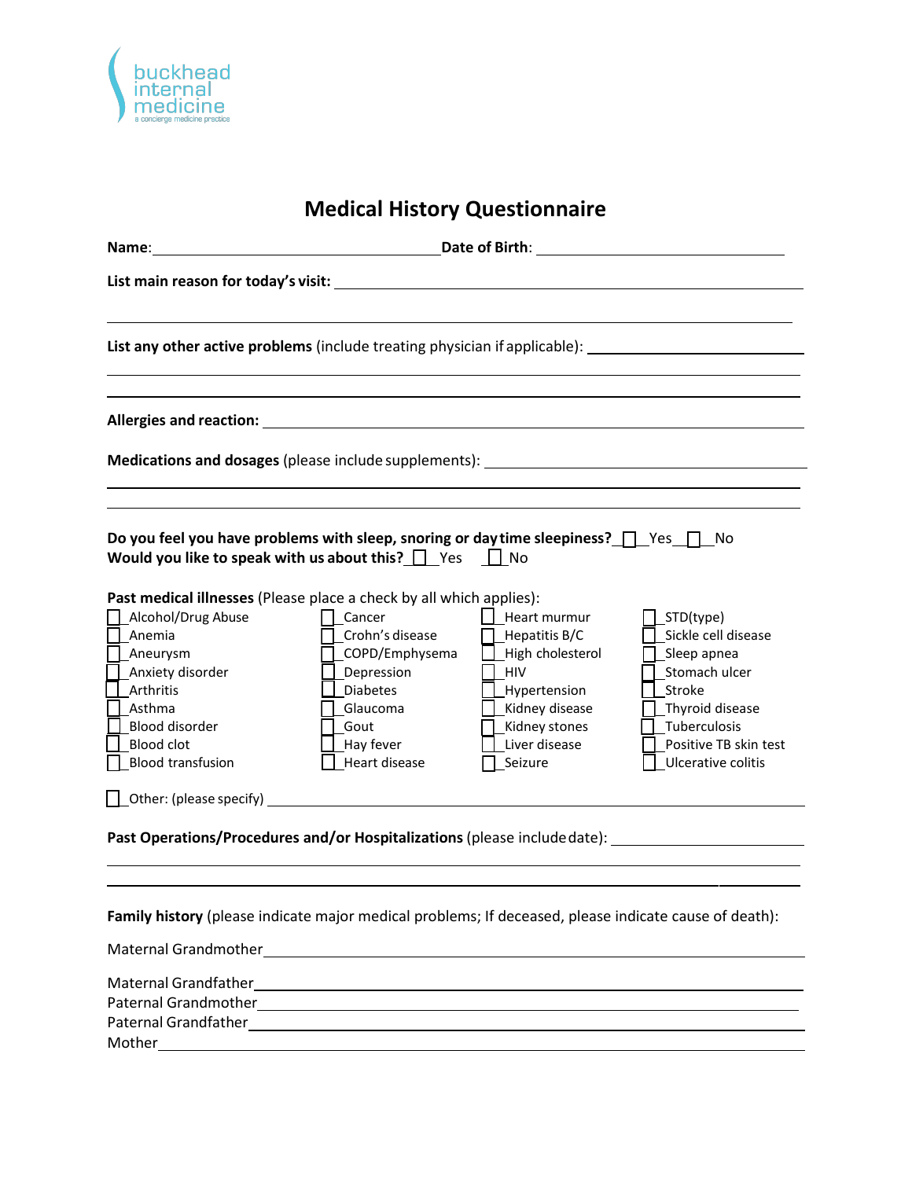buckhead internal medicine
a concierge medicine practice

# Medical History Questionnaire

**Name**: ______________________________ **Date of Birth**: ______________________________

**List main reason for today's visit:** ______________________________

______________________________

**List any other active problems** (include treating physician if applicable): ______________________________

______________________________

______________________________

**Allergies and reaction:** ______________________________

**Medications and dosages** (please include supplements): ______________________________

______________________________

______________________________

**Do you feel you have problems with sleep, snoring or day time sleepiness?** ☐ Yes ☐ No
**Would you like to speak with us about this?** ☐ Yes ☐ No

**Past medical illnesses** (Please place a check by all which applies):

| | | | |
|---|---|---|---|
| ☐ Alcohol/Drug Abuse | ☐ Cancer | ☐ Heart murmur | ☐ STD(type) |
| ☐ Anemia | ☐ Crohn's disease | ☐ Hepatitis B/C | ☐ Sickle cell disease |
| ☐ Aneurysm | ☐ COPD/Emphysema | ☐ High cholesterol | ☐ Sleep apnea |
| ☐ Anxiety disorder | ☐ Depression | ☐ HIV | ☐ Stomach ulcer |
| ☐ Arthritis | ☐ Diabetes | ☐ Hypertension | ☐ Stroke |
| ☐ Asthma | ☐ Glaucoma | ☐ Kidney disease | ☐ Thyroid disease |
| ☐ Blood disorder | ☐ Gout | ☐ Kidney stones | ☐ Tuberculosis |
| ☐ Blood clot | ☐ Hay fever | ☐ Liver disease | ☐ Positive TB skin test |
| ☐ Blood transfusion | ☐ Heart disease | ☐ Seizure | ☐ Ulcerative colitis |

☐ Other: (please specify) ______________________________

**Past Operations/Procedures and/or Hospitalizations** (please include date): ______________________________

______________________________

______________________________

**Family history** (please indicate major medical problems; If deceased, please indicate cause of death):

Maternal Grandmother ______________________________

Maternal Grandfather ______________________________

Paternal Grandmother ______________________________

Paternal Grandfather ______________________________

Mother ______________________________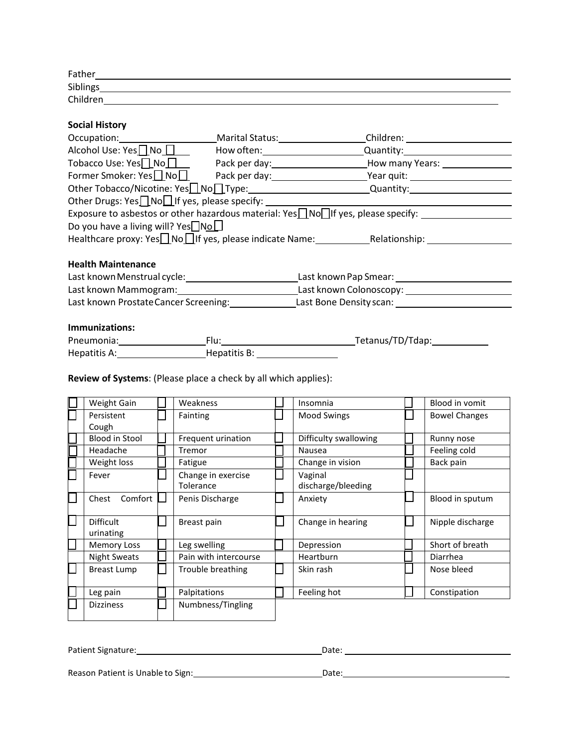Father\_\_\_\_\_\_\_\_\_\_\_\_\_\_\_\_\_\_\_\_\_\_\_\_\_\_\_\_\_\_\_\_\_\_\_\_\_\_\_\_\_\_\_\_\_\_\_\_\_\_\_\_\_\_\_\_\_\_\_\_\_\_

Siblings\_\_\_\_\_\_\_\_\_\_\_\_\_\_\_\_\_\_\_\_\_\_\_\_\_\_\_\_\_\_\_\_\_\_\_\_\_\_\_\_\_\_\_\_\_\_\_\_\_\_\_\_\_\_\_\_\_\_\_\_\_

Children\_\_\_\_\_\_\_\_\_\_\_\_\_\_\_\_\_\_\_\_\_\_\_\_\_\_\_\_\_\_\_\_\_\_\_\_\_\_\_\_\_\_\_\_\_\_\_\_\_\_\_\_\_\_\_\_\_\_\_

### Social History

Occupation:\_\_\_\_\_\_\_\_\_\_\_\_\_\_\_\_\_\_ Marital Status:\_\_\_\_\_\_\_\_\_\_\_\_\_\_\_\_ Children: \_\_\_\_\_\_\_\_\_\_\_\_\_\_\_\_\_\_

Alcohol Use: Yes ☐ No ☐ How often:\_\_\_\_\_\_\_\_\_\_\_\_\_\_\_\_\_\_ Quantity:\_\_\_\_\_\_\_\_\_\_\_\_\_\_\_\_\_\_

Tobacco Use: Yes ☐ No ☐ Pack per day:\_\_\_\_\_\_\_\_\_\_\_\_\_\_\_\_\_\_ How many Years: \_\_\_\_\_\_\_\_\_\_\_\_\_\_

Former Smoker: Yes ☐ No ☐ Pack per day:\_\_\_\_\_\_\_\_\_\_\_\_\_\_\_\_\_\_ Year quit: \_\_\_\_\_\_\_\_\_\_\_\_\_\_\_\_\_\_

Other Tobacco/Nicotine: Yes ☐ No ☐ Type:\_\_\_\_\_\_\_\_\_\_\_\_\_\_\_\_\_\_\_\_\_\_ Quantity:\_\_\_\_\_\_\_\_\_\_\_\_\_\_\_\_\_\_

Other Drugs: Yes ☐ No ☐ If yes, please specify: \_\_\_\_\_\_\_\_\_\_\_\_\_\_\_\_\_\_\_\_\_\_\_\_\_\_\_\_\_\_\_\_\_\_\_\_\_\_\_\_

Exposure to asbestos or other hazardous material: Yes ☐ No ☐ If yes, please specify: \_\_\_\_\_\_\_\_\_\_\_\_\_\_\_\_

Do you have a living will? Yes ☐ No ☐

Healthcare proxy: Yes ☐ No ☐ If yes, please indicate Name:\_\_\_\_\_\_\_\_\_\_ Relationship: \_\_\_\_\_\_\_\_\_\_\_\_\_\_\_\_

### Health Maintenance

Last known Menstrual cycle:\_\_\_\_\_\_\_\_\_\_\_\_\_\_\_\_\_\_\_\_ Last known Pap Smear: \_\_\_\_\_\_\_\_\_\_\_\_\_\_\_\_\_\_\_\_

Last known Mammogram:\_\_\_\_\_\_\_\_\_\_\_\_\_\_\_\_\_\_\_\_ Last known Colonoscopy: \_\_\_\_\_\_\_\_\_\_\_\_\_\_\_\_\_\_\_\_

Last known Prostate Cancer Screening:\_\_\_\_\_\_\_\_\_\_\_\_ Last Bone Density scan: \_\_\_\_\_\_\_\_\_\_\_\_\_\_\_\_\_\_\_\_

### Immunizations:

Pneumonia:\_\_\_\_\_\_\_\_\_\_\_\_\_\_\_\_ Flu:\_\_\_\_\_\_\_\_\_\_\_\_\_\_\_\_\_\_\_\_\_\_\_\_ Tetanus/TD/Tdap:\_\_\_\_\_\_\_\_\_\_

Hepatitis A:\_\_\_\_\_\_\_\_\_\_\_\_\_\_\_\_ Hepatitis B: \_\_\_\_\_\_\_\_\_\_\_\_\_\_

**Review of Systems**: (Please place a check by all which applies):

| | | | | | | | |
|---|---|---|---|---|---|---|---|
| ☐ | Weight Gain | ☐ | Weakness | ☐ | Insomnia | ☐ | Blood in vomit |
| ☐ | Persistent Cough | ☐ | Fainting | ☐ | Mood Swings | ☐ | Bowel Changes |
| ☐ | Blood in Stool | ☐ | Frequent urination | ☐ | Difficulty swallowing | ☐ | Runny nose |
| ☐ | Headache | ☐ | Tremor | ☐ | Nausea | ☐ | Feeling cold |
| ☐ | Weight loss | ☐ | Fatigue | ☐ | Change in vision | ☐ | Back pain |
| ☐ | Fever | ☐ | Change in exercise Tolerance | ☐ | Vaginal discharge/bleeding | ☐ | |
| ☐ | Chest Comfort | ☐ | Penis Discharge | ☐ | Anxiety | ☐ | Blood in sputum |
| ☐ | Difficult urinating | ☐ | Breast pain | ☐ | Change in hearing | ☐ | Nipple discharge |
| ☐ | Memory Loss | ☐ | Leg swelling | ☐ | Depression | ☐ | Short of breath |
| | Night Sweats | ☐ | Pain with intercourse | | Heartburn | ☐ | Diarrhea |
| ☐ | Breast Lump | ☐ | Trouble breathing | ☐ | Skin rash | ☐ | Nose bleed |
| ☐ | Leg pain | ☐ | Palpitations | ☐ | Feeling hot | ☐ | Constipation |
| ☐ | Dizziness | ☐ | Numbness/Tingling | | | | |

Patient Signature:\_\_\_\_\_\_\_\_\_\_\_\_\_\_\_\_\_\_\_\_\_\_\_\_\_\_\_\_\_\_\_\_\_\_\_\_ Date: \_\_\_\_\_\_\_\_\_\_\_\_\_\_\_\_\_\_\_\_\_\_\_\_\_\_\_\_\_\_\_\_

Reason Patient is Unable to Sign:\_\_\_\_\_\_\_\_\_\_\_\_\_\_\_\_\_\_\_\_\_\_\_\_\_\_ Date:\_\_\_\_\_\_\_\_\_\_\_\_\_\_\_\_\_\_\_\_\_\_\_\_\_\_\_\_\_\_\_\_\_\_